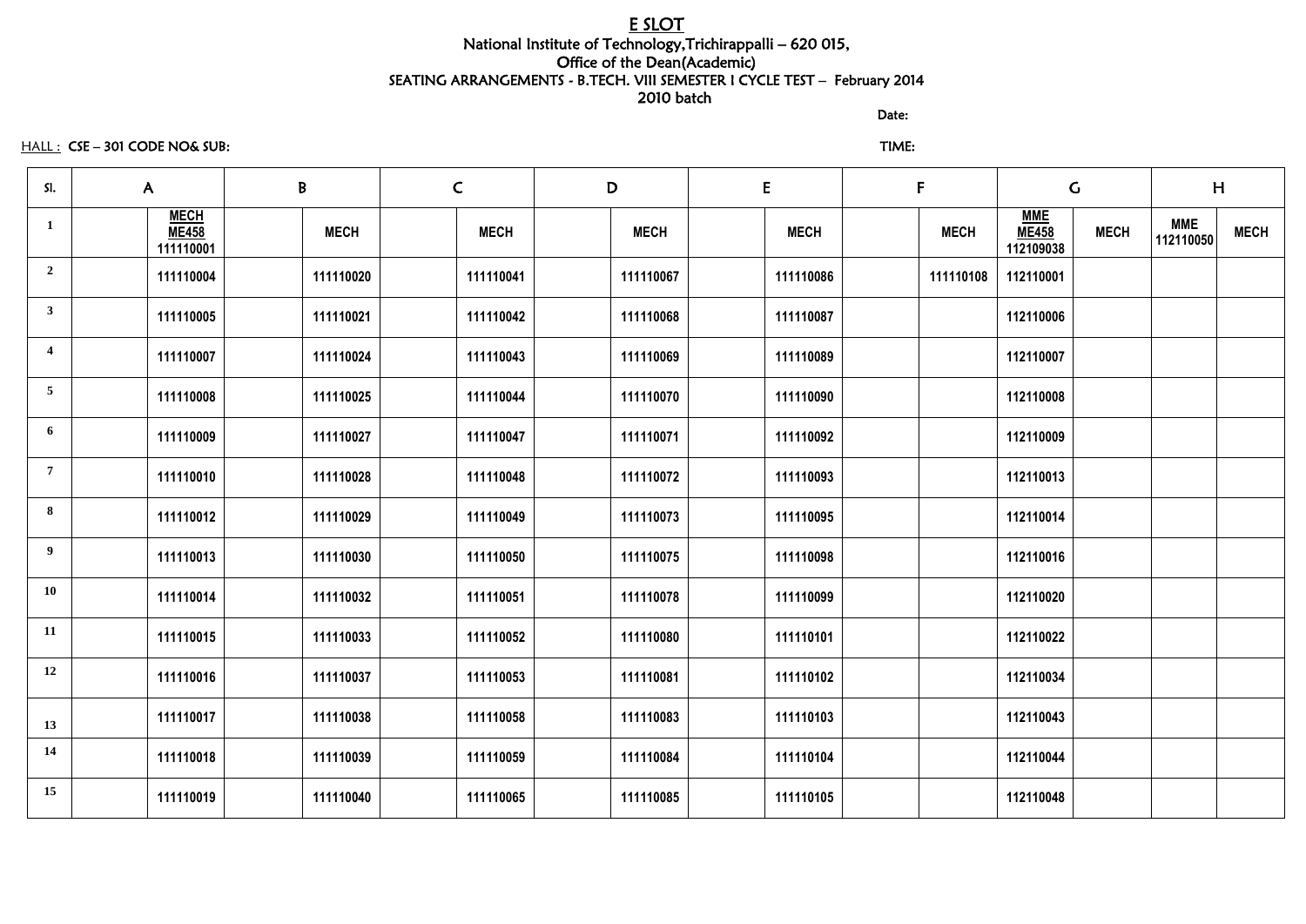# E SLOT

National Institute of Technology,Trichirappalli – 620 015,
Office of the Dean(Academic)
SEATING ARRANGEMENTS - B.TECH. VIII SEMESTER I CYCLE TEST – February 2014
2010 batch

Date:

HALL : CSE – 301 CODE NO& SUB: TIME:

| Sl. | A | | B | | C | | D | | E | | F | | G | | H | |
|---|---|---|---|---|---|---|---|---|---|---|---|---|---|---|---|---|
| 1 | | MECH ME458 111110001 | | MECH | | MECH | | MECH | | MECH | | MECH | MME ME458 112109038 | MECH | MME 112110050 | MECH |
| 2 | | 111110004 | | 111110020 | | 111110041 | | 111110067 | | 111110086 | | 111110108 | 112110001 | | | |
| 3 | | 111110005 | | 111110021 | | 111110042 | | 111110068 | | 111110087 | | | 112110006 | | | |
| 4 | | 111110007 | | 111110024 | | 111110043 | | 111110069 | | 111110089 | | | 112110007 | | | |
| 5 | | 111110008 | | 111110025 | | 111110044 | | 111110070 | | 111110090 | | | 112110008 | | | |
| 6 | | 111110009 | | 111110027 | | 111110047 | | 111110071 | | 111110092 | | | 112110009 | | | |
| 7 | | 111110010 | | 111110028 | | 111110048 | | 111110072 | | 111110093 | | | 112110013 | | | |
| 8 | | 111110012 | | 111110029 | | 111110049 | | 111110073 | | 111110095 | | | 112110014 | | | |
| 9 | | 111110013 | | 111110030 | | 111110050 | | 111110075 | | 111110098 | | | 112110016 | | | |
| 10 | | 111110014 | | 111110032 | | 111110051 | | 111110078 | | 111110099 | | | 112110020 | | | |
| 11 | | 111110015 | | 111110033 | | 111110052 | | 111110080 | | 111110101 | | | 112110022 | | | |
| 12 | | 111110016 | | 111110037 | | 111110053 | | 111110081 | | 111110102 | | | 112110034 | | | |
| 13 | | 111110017 | | 111110038 | | 111110058 | | 111110083 | | 111110103 | | | 112110043 | | | |
| 14 | | 111110018 | | 111110039 | | 111110059 | | 111110084 | | 111110104 | | | 112110044 | | | |
| 15 | | 111110019 | | 111110040 | | 111110065 | | 111110085 | | 111110105 | | | 112110048 | | | |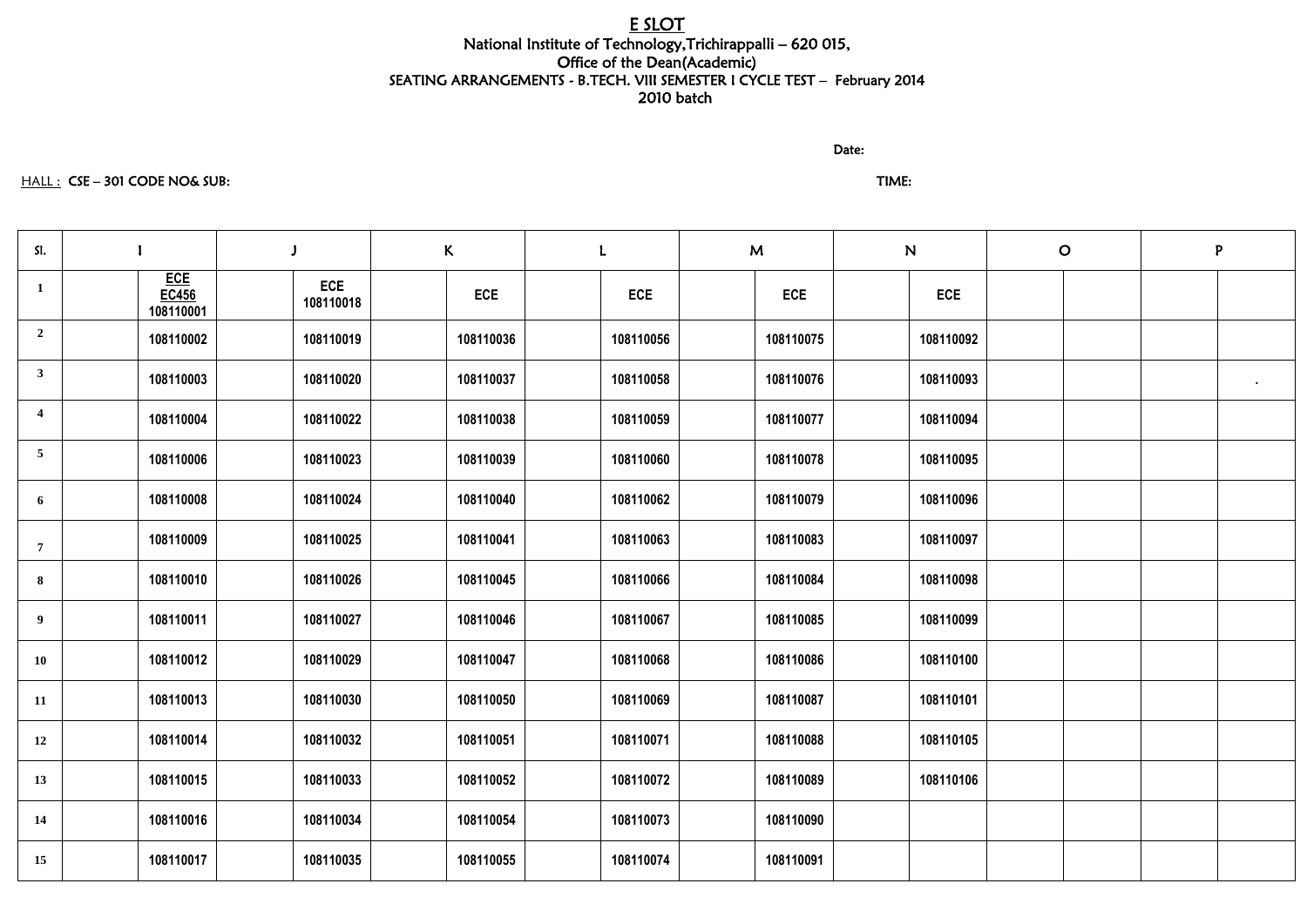# E SLOT

National Institute of Technology,Trichirappalli – 620 015,
Office of the Dean(Academic)
SEATING ARRANGEMENTS - B.TECH. VIII SEMESTER I CYCLE TEST – February 2014
2010 batch

Date:

HALL : CSE – 301 CODE NO& SUB: TIME:

| Sl. | I | J | K | L | M | N | O | P |
|---|---|---|---|---|---|---|---|---|
| 1 | ECE EC456 108110001 | ECE 108110018 | ECE | ECE | ECE | ECE | | |
| 2 | 108110002 | 108110019 | 108110036 | 108110056 | 108110075 | 108110092 | | |
| 3 | 108110003 | 108110020 | 108110037 | 108110058 | 108110076 | 108110093 | | . |
| 4 | 108110004 | 108110022 | 108110038 | 108110059 | 108110077 | 108110094 | | |
| 5 | 108110006 | 108110023 | 108110039 | 108110060 | 108110078 | 108110095 | | |
| 6 | 108110008 | 108110024 | 108110040 | 108110062 | 108110079 | 108110096 | | |
| 7 | 108110009 | 108110025 | 108110041 | 108110063 | 108110083 | 108110097 | | |
| 8 | 108110010 | 108110026 | 108110045 | 108110066 | 108110084 | 108110098 | | |
| 9 | 108110011 | 108110027 | 108110046 | 108110067 | 108110085 | 108110099 | | |
| 10 | 108110012 | 108110029 | 108110047 | 108110068 | 108110086 | 108110100 | | |
| 11 | 108110013 | 108110030 | 108110050 | 108110069 | 108110087 | 108110101 | | |
| 12 | 108110014 | 108110032 | 108110051 | 108110071 | 108110088 | 108110105 | | |
| 13 | 108110015 | 108110033 | 108110052 | 108110072 | 108110089 | 108110106 | | |
| 14 | 108110016 | 108110034 | 108110054 | 108110073 | 108110090 | | | |
| 15 | 108110017 | 108110035 | 108110055 | 108110074 | 108110091 | | | |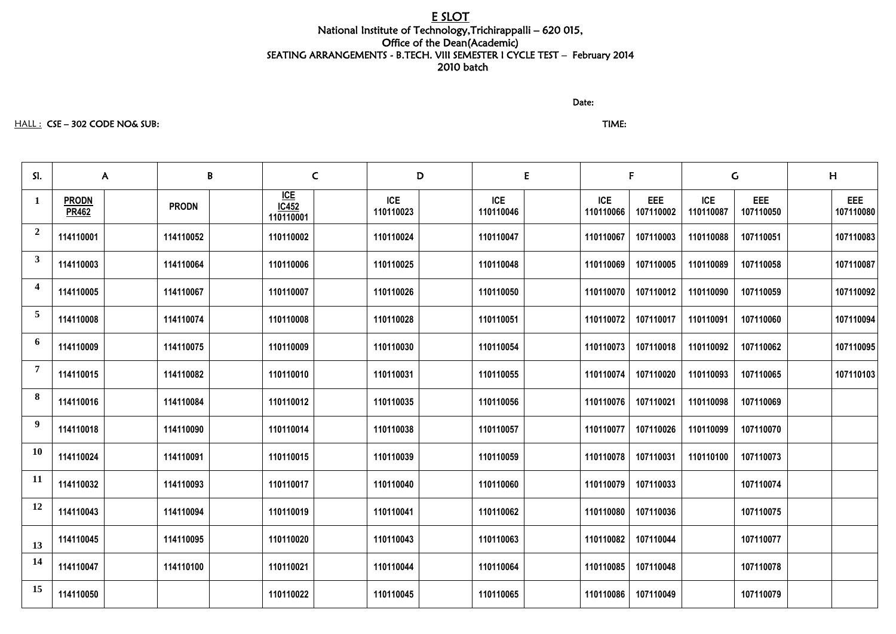# E SLOT

National Institute of Technology,Trichirappalli – 620 015,
Office of the Dean(Academic)
SEATING ARRANGEMENTS - B.TECH. VIII SEMESTER I CYCLE TEST – February 2014
2010 batch

Date:

HALL : CSE – 302 CODE NO& SUB: TIME:

| Sl. | A | | B | | C | | D | | E | | F | | G | | H | |
|---|---|---|---|---|---|---|---|---|---|---|---|---|---|---|---|---|
| 1 | PRODN PR462 | | PRODN | | ICE IC452 110110001 | | ICE 110110023 | | ICE 110110046 | | ICE 110110066 | EEE 107110002 | ICE 110110087 | EEE 107110050 | | EEE 107110080 |
| 2 | 114110001 | | 114110052 | | 110110002 | | 110110024 | | 110110047 | | 110110067 | 107110003 | 110110088 | 107110051 | | 107110083 |
| 3 | 114110003 | | 114110064 | | 110110006 | | 110110025 | | 110110048 | | 110110069 | 107110005 | 110110089 | 107110058 | | 107110087 |
| 4 | 114110005 | | 114110067 | | 110110007 | | 110110026 | | 110110050 | | 110110070 | 107110012 | 110110090 | 107110059 | | 107110092 |
| 5 | 114110008 | | 114110074 | | 110110008 | | 110110028 | | 110110051 | | 110110072 | 107110017 | 110110091 | 107110060 | | 107110094 |
| 6 | 114110009 | | 114110075 | | 110110009 | | 110110030 | | 110110054 | | 110110073 | 107110018 | 110110092 | 107110062 | | 107110095 |
| 7 | 114110015 | | 114110082 | | 110110010 | | 110110031 | | 110110055 | | 110110074 | 107110020 | 110110093 | 107110065 | | 107110103 |
| 8 | 114110016 | | 114110084 | | 110110012 | | 110110035 | | 110110056 | | 110110076 | 107110021 | 110110098 | 107110069 | | |
| 9 | 114110018 | | 114110090 | | 110110014 | | 110110038 | | 110110057 | | 110110077 | 107110026 | 110110099 | 107110070 | | |
| 10 | 114110024 | | 114110091 | | 110110015 | | 110110039 | | 110110059 | | 110110078 | 107110031 | 110110100 | 107110073 | | |
| 11 | 114110032 | | 114110093 | | 110110017 | | 110110040 | | 110110060 | | 110110079 | 107110033 | | 107110074 | | |
| 12 | 114110043 | | 114110094 | | 110110019 | | 110110041 | | 110110062 | | 110110080 | 107110036 | | 107110075 | | |
| 13 | 114110045 | | 114110095 | | 110110020 | | 110110043 | | 110110063 | | 110110082 | 107110044 | | 107110077 | | |
| 14 | 114110047 | | 114110100 | | 110110021 | | 110110044 | | 110110064 | | 110110085 | 107110048 | | 107110078 | | |
| 15 | 114110050 | | | | 110110022 | | 110110045 | | 110110065 | | 110110086 | 107110049 | | 107110079 | | |